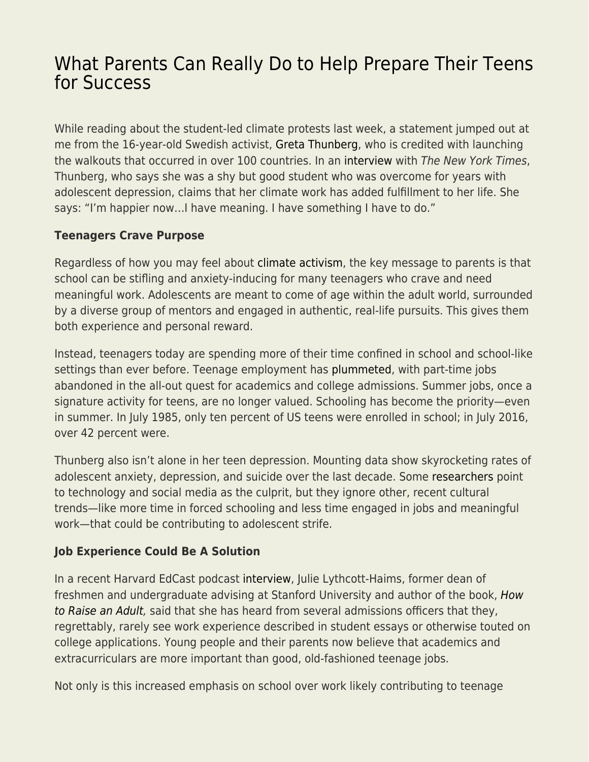# What Parents Can Really Do to Help Prepare Their Teens for Success

While reading about the student-led climate protests last week, a statement jumped out at me from the 16-year-old Swedish activist, Greta Thunberg, who is credited with launching the walkouts that occurred in over 100 countries. In an interview with *The New York Times*, Thunberg, who says she was a shy but good student who was overcome for years with adolescent depression, claims that her climate work has added fulfillment to her life. She says: "I'm happier now…I have meaning. I have something I have to do."

**Teenagers Crave Purpose**

Regardless of how you may feel about climate activism, the key message to parents is that school can be stifling and anxiety-inducing for many teenagers who crave and need meaningful work. Adolescents are meant to come of age within the adult world, surrounded by a diverse group of mentors and engaged in authentic, real-life pursuits. This gives them both experience and personal reward.

Instead, teenagers today are spending more of their time confined in school and school-like settings than ever before. Teenage employment has plummeted, with part-time jobs abandoned in the all-out quest for academics and college admissions. Summer jobs, once a signature activity for teens, are no longer valued. Schooling has become the priority—even in summer. In July 1985, only ten percent of US teens were enrolled in school; in July 2016, over 42 percent were.

Thunberg also isn't alone in her teen depression. Mounting data show skyrocketing rates of adolescent anxiety, depression, and suicide over the last decade. Some researchers point to technology and social media as the culprit, but they ignore other, recent cultural trends—like more time in forced schooling and less time engaged in jobs and meaningful work—that could be contributing to adolescent strife.

**Job Experience Could Be A Solution**

In a recent Harvard EdCast podcast interview, Julie Lythcott-Haims, former dean of freshmen and undergraduate advising at Stanford University and author of the book, *How to Raise an Adult,* said that she has heard from several admissions officers that they, regrettably, rarely see work experience described in student essays or otherwise touted on college applications. Young people and their parents now believe that academics and extracurriculars are more important than good, old-fashioned teenage jobs.

Not only is this increased emphasis on school over work likely contributing to teenage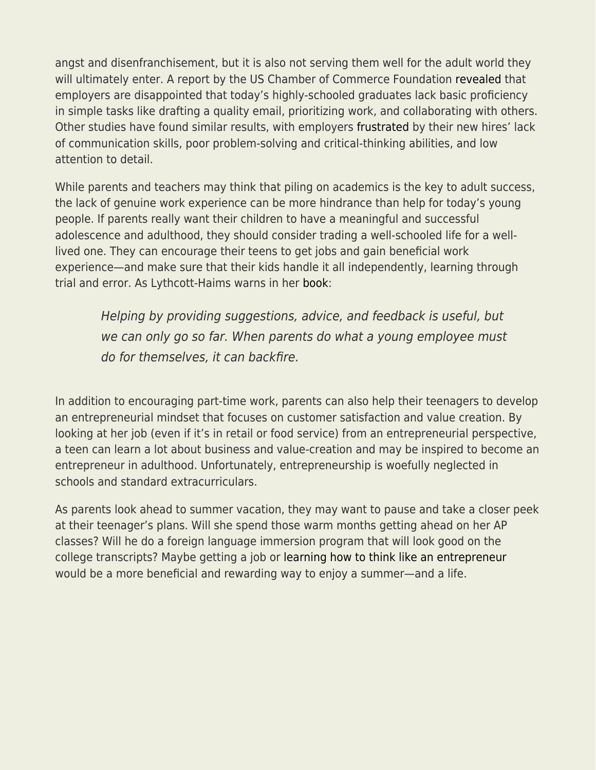angst and disenfranchisement, but it is also not serving them well for the adult world they will ultimately enter. A report by the US Chamber of Commerce Foundation revealed that employers are disappointed that today's highly-schooled graduates lack basic proficiency in simple tasks like drafting a quality email, prioritizing work, and collaborating with others. Other studies have found similar results, with employers frustrated by their new hires' lack of communication skills, poor problem-solving and critical-thinking abilities, and low attention to detail.

While parents and teachers may think that piling on academics is the key to adult success, the lack of genuine work experience can be more hindrance than help for today's young people. If parents really want their children to have a meaningful and successful adolescence and adulthood, they should consider trading a well-schooled life for a well-lived one. They can encourage their teens to get jobs and gain beneficial work experience—and make sure that their kids handle it all independently, learning through trial and error. As Lythcott-Haims warns in her book:

> *Helping by providing suggestions, advice, and feedback is useful, but we can only go so far. When parents do what a young employee must do for themselves, it can backfire.*

In addition to encouraging part-time work, parents can also help their teenagers to develop an entrepreneurial mindset that focuses on customer satisfaction and value creation. By looking at her job (even if it's in retail or food service) from an entrepreneurial perspective, a teen can learn a lot about business and value-creation and may be inspired to become an entrepreneur in adulthood. Unfortunately, entrepreneurship is woefully neglected in schools and standard extracurriculars.

As parents look ahead to summer vacation, they may want to pause and take a closer peek at their teenager's plans. Will she spend those warm months getting ahead on her AP classes? Will he do a foreign language immersion program that will look good on the college transcripts? Maybe getting a job or learning how to think like an entrepreneur would be a more beneficial and rewarding way to enjoy a summer—and a life.